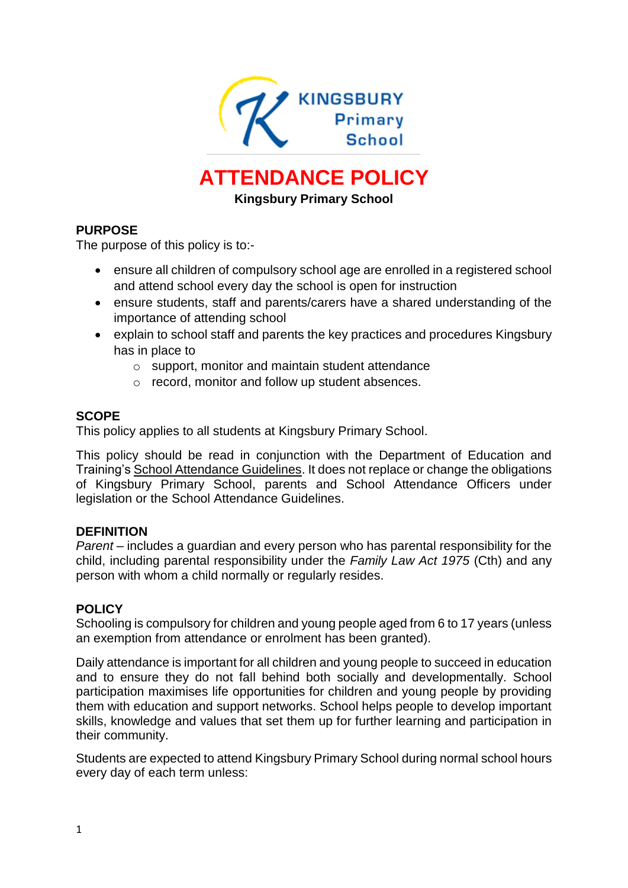# ATTENDANCE POLICY

**Kingsbury Primary School**

## PURPOSE

The purpose of this policy is to:-

- ensure all children of compulsory school age are enrolled in a registered school and attend school every day the school is open for instruction
- ensure students, staff and parents/carers have a shared understanding of the importance of attending school
- explain to school staff and parents the key practices and procedures Kingsbury has in place to
  - support, monitor and maintain student attendance
  - record, monitor and follow up student absences.

## SCOPE

This policy applies to all students at Kingsbury Primary School.

This policy should be read in conjunction with the Department of Education and Training's School Attendance Guidelines. It does not replace or change the obligations of Kingsbury Primary School, parents and School Attendance Officers under legislation or the School Attendance Guidelines.

## DEFINITION

*Parent* – includes a guardian and every person who has parental responsibility for the child, including parental responsibility under the *Family Law Act 1975* (Cth) and any person with whom a child normally or regularly resides.

## POLICY

Schooling is compulsory for children and young people aged from 6 to 17 years (unless an exemption from attendance or enrolment has been granted).

Daily attendance is important for all children and young people to succeed in education and to ensure they do not fall behind both socially and developmentally. School participation maximises life opportunities for children and young people by providing them with education and support networks. School helps people to develop important skills, knowledge and values that set them up for further learning and participation in their community.

Students are expected to attend Kingsbury Primary School during normal school hours every day of each term unless: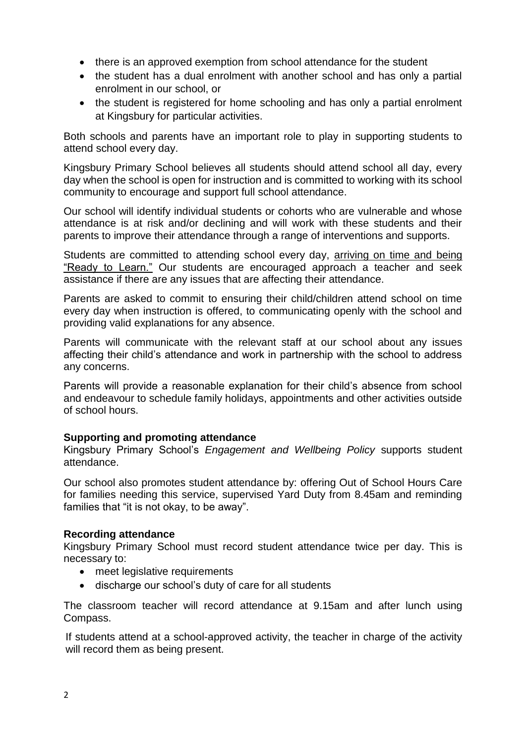- there is an approved exemption from school attendance for the student
- the student has a dual enrolment with another school and has only a partial enrolment in our school, or
- the student is registered for home schooling and has only a partial enrolment at Kingsbury for particular activities.

Both schools and parents have an important role to play in supporting students to attend school every day.

Kingsbury Primary School believes all students should attend school all day, every day when the school is open for instruction and is committed to working with its school community to encourage and support full school attendance.

Our school will identify individual students or cohorts who are vulnerable and whose attendance is at risk and/or declining and will work with these students and their parents to improve their attendance through a range of interventions and supports.

Students are committed to attending school every day, arriving on time and being "Ready to Learn." Our students are encouraged approach a teacher and seek assistance if there are any issues that are affecting their attendance.

Parents are asked to commit to ensuring their child/children attend school on time every day when instruction is offered, to communicating openly with the school and providing valid explanations for any absence.

Parents will communicate with the relevant staff at our school about any issues affecting their child's attendance and work in partnership with the school to address any concerns.

Parents will provide a reasonable explanation for their child's absence from school and endeavour to schedule family holidays, appointments and other activities outside of school hours.

**Supporting and promoting attendance**

Kingsbury Primary School's *Engagement and Wellbeing Policy* supports student attendance.

Our school also promotes student attendance by: offering Out of School Hours Care for families needing this service, supervised Yard Duty from 8.45am and reminding families that "it is not okay, to be away".

**Recording attendance**

Kingsbury Primary School must record student attendance twice per day. This is necessary to:

- meet legislative requirements
- discharge our school's duty of care for all students

The classroom teacher will record attendance at 9.15am and after lunch using Compass.

If students attend at a school-approved activity, the teacher in charge of the activity will record them as being present.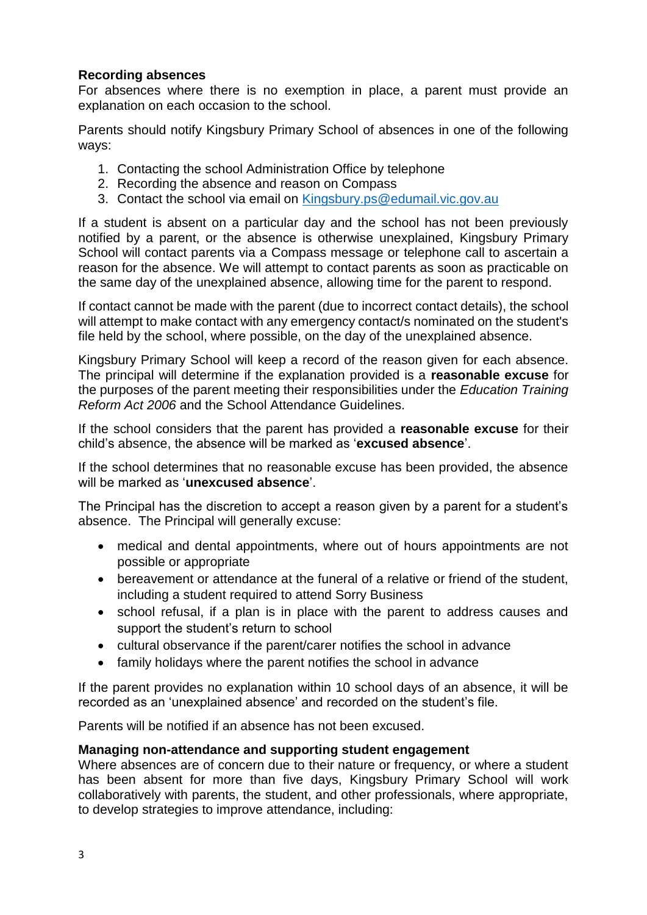**Recording absences**

For absences where there is no exemption in place, a parent must provide an explanation on each occasion to the school.

Parents should notify Kingsbury Primary School of absences in one of the following ways:

1. Contacting the school Administration Office by telephone
2. Recording the absence and reason on Compass
3. Contact the school via email on [Kingsbury.ps@edumail.vic.gov.au](mailto:Kingsbury.ps@edumail.vic.gov.au)

If a student is absent on a particular day and the school has not been previously notified by a parent, or the absence is otherwise unexplained, Kingsbury Primary School will contact parents via a Compass message or telephone call to ascertain a reason for the absence. We will attempt to contact parents as soon as practicable on the same day of the unexplained absence, allowing time for the parent to respond.

If contact cannot be made with the parent (due to incorrect contact details), the school will attempt to make contact with any emergency contact/s nominated on the student's file held by the school, where possible, on the day of the unexplained absence.

Kingsbury Primary School will keep a record of the reason given for each absence. The principal will determine if the explanation provided is a **reasonable excuse** for the purposes of the parent meeting their responsibilities under the *Education Training Reform Act 2006* and the School Attendance Guidelines.

If the school considers that the parent has provided a **reasonable excuse** for their child's absence, the absence will be marked as '**excused absence**'.

If the school determines that no reasonable excuse has been provided, the absence will be marked as '**unexcused absence**'.

The Principal has the discretion to accept a reason given by a parent for a student's absence. The Principal will generally excuse:

- medical and dental appointments, where out of hours appointments are not possible or appropriate
- bereavement or attendance at the funeral of a relative or friend of the student, including a student required to attend Sorry Business
- school refusal, if a plan is in place with the parent to address causes and support the student's return to school
- cultural observance if the parent/carer notifies the school in advance
- family holidays where the parent notifies the school in advance

If the parent provides no explanation within 10 school days of an absence, it will be recorded as an 'unexplained absence' and recorded on the student's file.

Parents will be notified if an absence has not been excused.

**Managing non-attendance and supporting student engagement**

Where absences are of concern due to their nature or frequency, or where a student has been absent for more than five days, Kingsbury Primary School will work collaboratively with parents, the student, and other professionals, where appropriate, to develop strategies to improve attendance, including: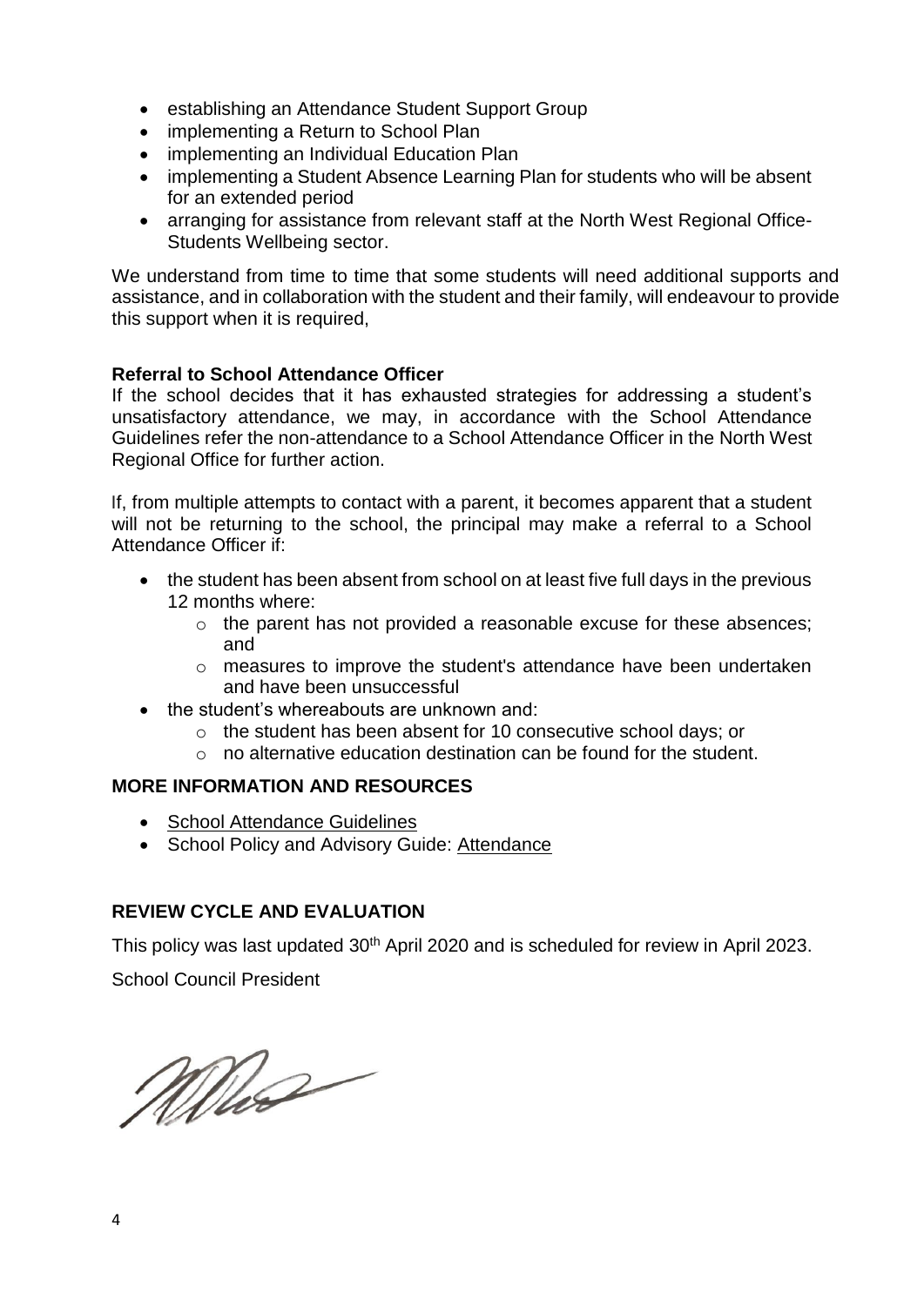- establishing an Attendance Student Support Group
- implementing a Return to School Plan
- implementing an Individual Education Plan
- implementing a Student Absence Learning Plan for students who will be absent for an extended period
- arranging for assistance from relevant staff at the North West Regional Office-Students Wellbeing sector.

We understand from time to time that some students will need additional supports and assistance, and in collaboration with the student and their family, will endeavour to provide this support when it is required,

**Referral to School Attendance Officer**

If the school decides that it has exhausted strategies for addressing a student's unsatisfactory attendance, we may, in accordance with the School Attendance Guidelines refer the non-attendance to a School Attendance Officer in the North West Regional Office for further action.

If, from multiple attempts to contact with a parent, it becomes apparent that a student will not be returning to the school, the principal may make a referral to a School Attendance Officer if:

- the student has been absent from school on at least five full days in the previous 12 months where:
  - the parent has not provided a reasonable excuse for these absences; and
  - measures to improve the student's attendance have been undertaken and have been unsuccessful
- the student's whereabouts are unknown and:
  - the student has been absent for 10 consecutive school days; or
  - no alternative education destination can be found for the student.

## MORE INFORMATION AND RESOURCES

- School Attendance Guidelines
- School Policy and Advisory Guide: Attendance

## REVIEW CYCLE AND EVALUATION

This policy was last updated 30th April 2020 and is scheduled for review in April 2023.

School Council President